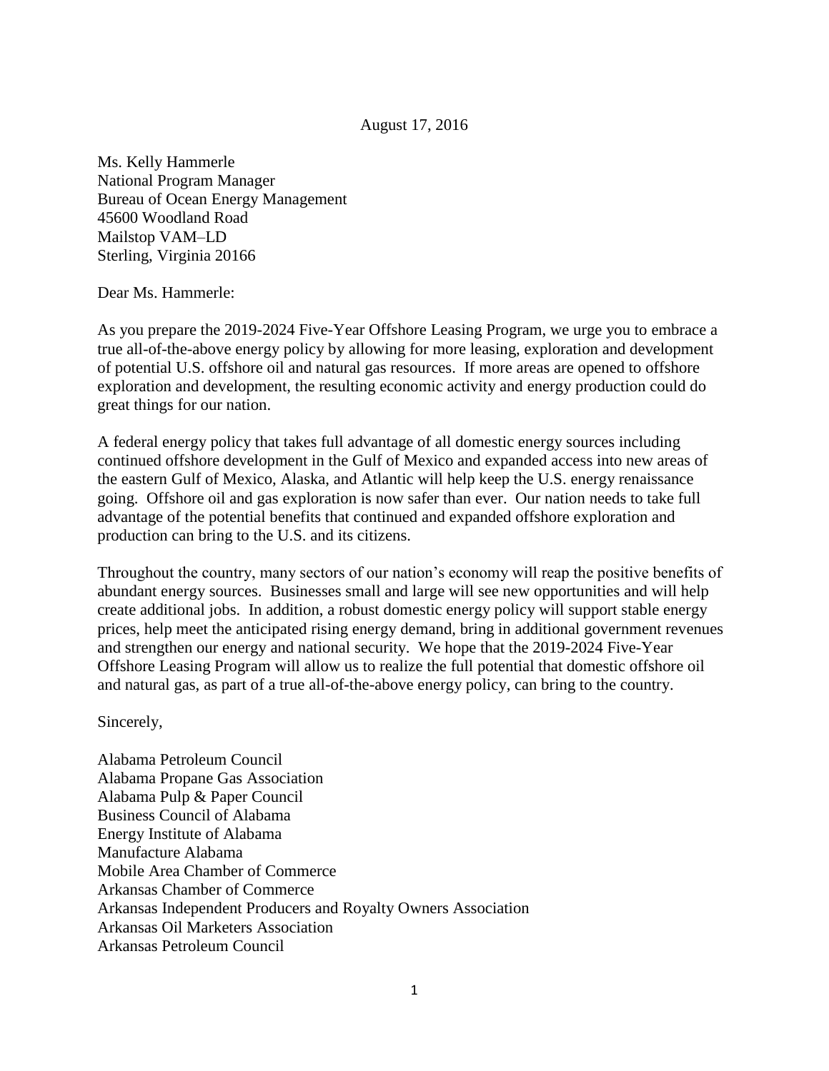August 17, 2016

Ms. Kelly Hammerle
National Program Manager
Bureau of Ocean Energy Management
45600 Woodland Road
Mailstop VAM–LD
Sterling, Virginia 20166

Dear Ms. Hammerle:

As you prepare the 2019-2024 Five-Year Offshore Leasing Program, we urge you to embrace a true all-of-the-above energy policy by allowing for more leasing, exploration and development of potential U.S. offshore oil and natural gas resources. If more areas are opened to offshore exploration and development, the resulting economic activity and energy production could do great things for our nation.

A federal energy policy that takes full advantage of all domestic energy sources including continued offshore development in the Gulf of Mexico and expanded access into new areas of the eastern Gulf of Mexico, Alaska, and Atlantic will help keep the U.S. energy renaissance going. Offshore oil and gas exploration is now safer than ever. Our nation needs to take full advantage of the potential benefits that continued and expanded offshore exploration and production can bring to the U.S. and its citizens.

Throughout the country, many sectors of our nation's economy will reap the positive benefits of abundant energy sources. Businesses small and large will see new opportunities and will help create additional jobs. In addition, a robust domestic energy policy will support stable energy prices, help meet the anticipated rising energy demand, bring in additional government revenues and strengthen our energy and national security. We hope that the 2019-2024 Five-Year Offshore Leasing Program will allow us to realize the full potential that domestic offshore oil and natural gas, as part of a true all-of-the-above energy policy, can bring to the country.

Sincerely,

Alabama Petroleum Council
Alabama Propane Gas Association
Alabama Pulp & Paper Council
Business Council of Alabama
Energy Institute of Alabama
Manufacture Alabama
Mobile Area Chamber of Commerce
Arkansas Chamber of Commerce
Arkansas Independent Producers and Royalty Owners Association
Arkansas Oil Marketers Association
Arkansas Petroleum Council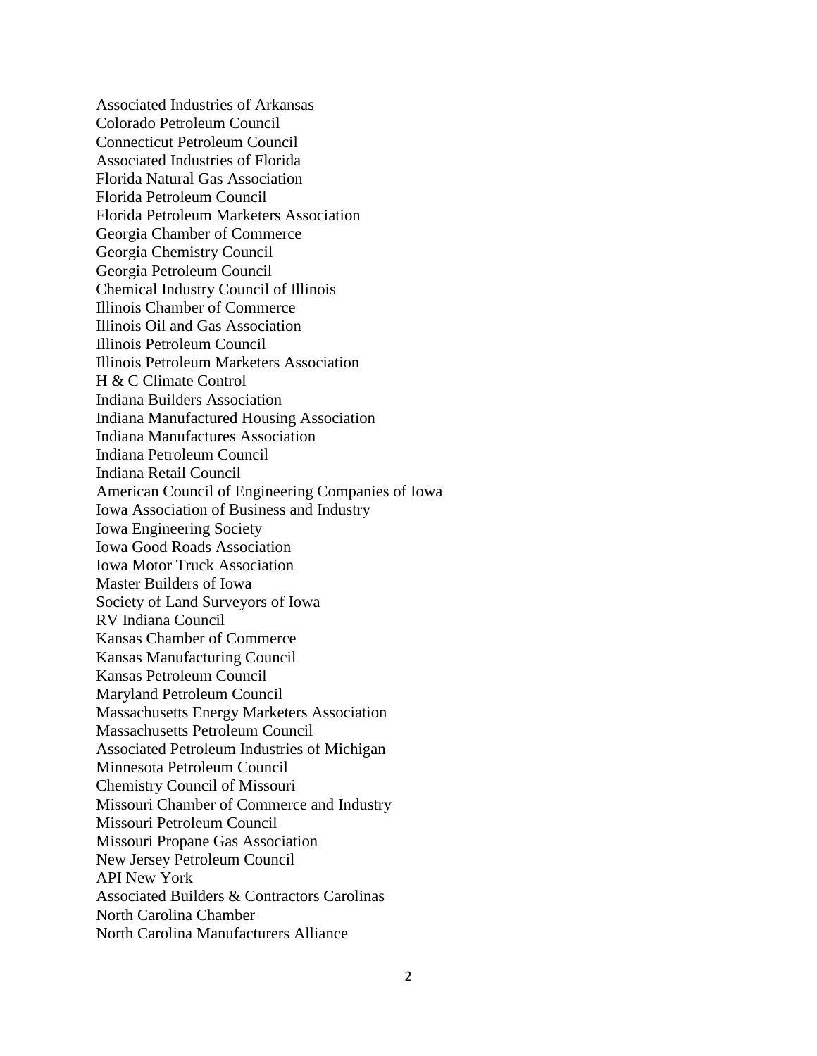Associated Industries of Arkansas
Colorado Petroleum Council
Connecticut Petroleum Council
Associated Industries of Florida
Florida Natural Gas Association
Florida Petroleum Council
Florida Petroleum Marketers Association
Georgia Chamber of Commerce
Georgia Chemistry Council
Georgia Petroleum Council
Chemical Industry Council of Illinois
Illinois Chamber of Commerce
Illinois Oil and Gas Association
Illinois Petroleum Council
Illinois Petroleum Marketers Association
H & C Climate Control
Indiana Builders Association
Indiana Manufactured Housing Association
Indiana Manufactures Association
Indiana Petroleum Council
Indiana Retail Council
American Council of Engineering Companies of Iowa
Iowa Association of Business and Industry
Iowa Engineering Society
Iowa Good Roads Association
Iowa Motor Truck Association
Master Builders of Iowa
Society of Land Surveyors of Iowa
RV Indiana Council
Kansas Chamber of Commerce
Kansas Manufacturing Council
Kansas Petroleum Council
Maryland Petroleum Council
Massachusetts Energy Marketers Association
Massachusetts Petroleum Council
Associated Petroleum Industries of Michigan
Minnesota Petroleum Council
Chemistry Council of Missouri
Missouri Chamber of Commerce and Industry
Missouri Petroleum Council
Missouri Propane Gas Association
New Jersey Petroleum Council
API New York
Associated Builders & Contractors Carolinas
North Carolina Chamber
North Carolina Manufacturers Alliance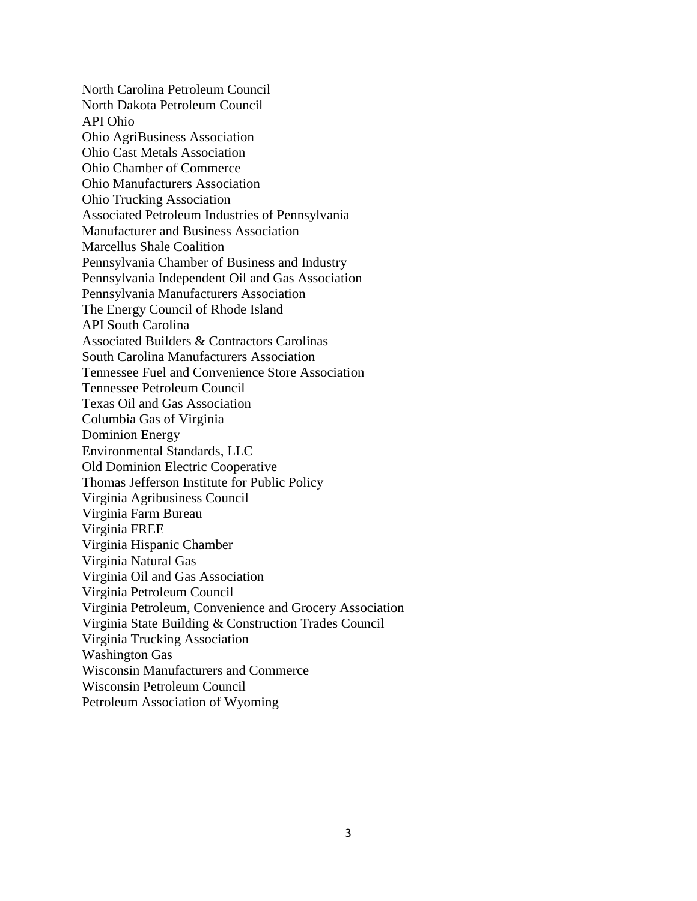North Carolina Petroleum Council
North Dakota Petroleum Council
API Ohio
Ohio AgriBusiness Association
Ohio Cast Metals Association
Ohio Chamber of Commerce
Ohio Manufacturers Association
Ohio Trucking Association
Associated Petroleum Industries of Pennsylvania
Manufacturer and Business Association
Marcellus Shale Coalition
Pennsylvania Chamber of Business and Industry
Pennsylvania Independent Oil and Gas Association
Pennsylvania Manufacturers Association
The Energy Council of Rhode Island
API South Carolina
Associated Builders & Contractors Carolinas
South Carolina Manufacturers Association
Tennessee Fuel and Convenience Store Association
Tennessee Petroleum Council
Texas Oil and Gas Association
Columbia Gas of Virginia
Dominion Energy
Environmental Standards, LLC
Old Dominion Electric Cooperative
Thomas Jefferson Institute for Public Policy
Virginia Agribusiness Council
Virginia Farm Bureau
Virginia FREE
Virginia Hispanic Chamber
Virginia Natural Gas
Virginia Oil and Gas Association
Virginia Petroleum Council
Virginia Petroleum, Convenience and Grocery Association
Virginia State Building & Construction Trades Council
Virginia Trucking Association
Washington Gas
Wisconsin Manufacturers and Commerce
Wisconsin Petroleum Council
Petroleum Association of Wyoming